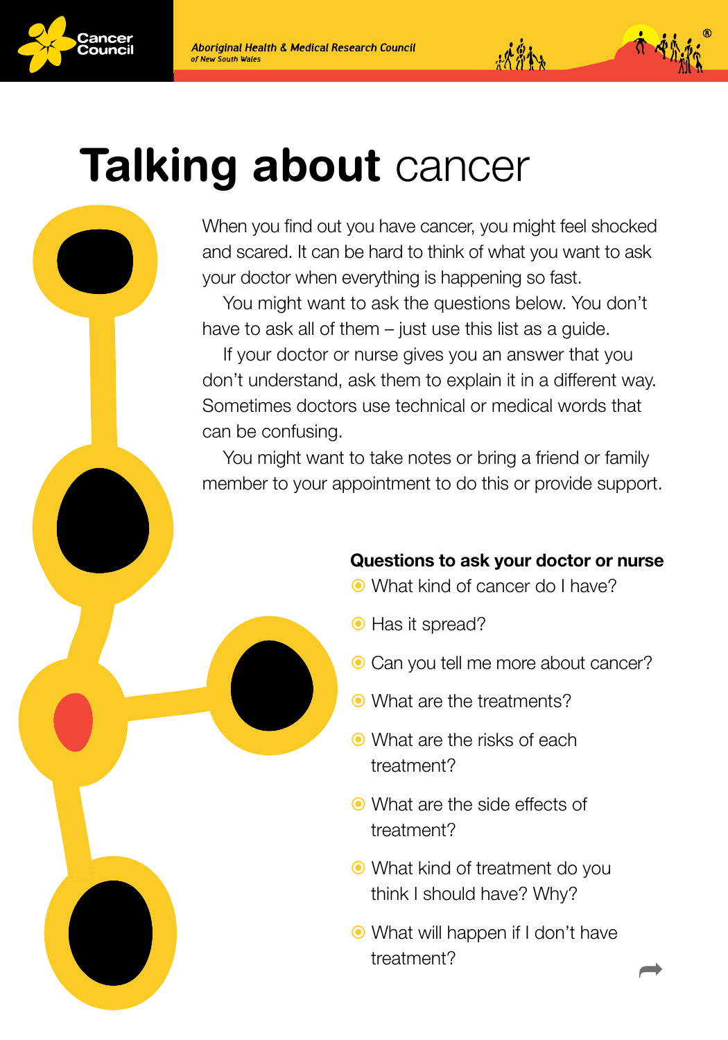# **Talking about** cancer

When you find out you have cancer, you might feel shocked and scared. It can be hard to think of what you want to ask your doctor when everything is happening so fast.

You might want to ask the questions below. You don't have to ask all of them – just use this list as a guide.

If your doctor or nurse gives you an answer that you don't understand, ask them to explain it in a different way. Sometimes doctors use technical or medical words that can be confusing.

You might want to take notes or bring a friend or family member to your appointment to do this or provide support.

**Questions to ask your doctor or nurse**

- What kind of cancer do I have?
- Has it spread?
- Can you tell me more about cancer?
- What are the treatments?
- What are the risks of each treatment?
- What are the side effects of treatment?
- What kind of treatment do you think I should have? Why?
- What will happen if I don't have treatment?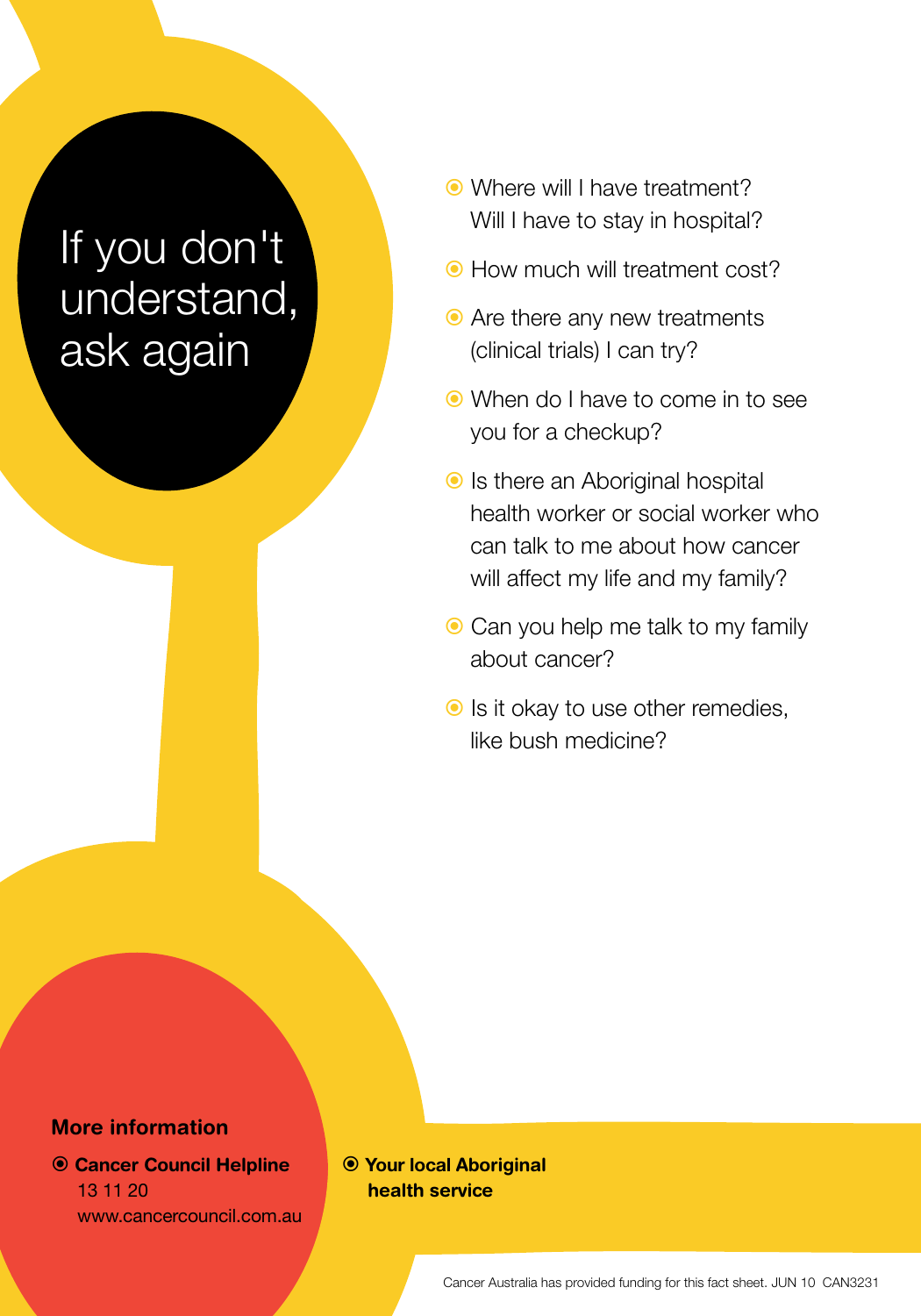# If you don't understand, ask again

- Where will I have treatment? Will I have to stay in hospital?
- How much will treatment cost?
- Are there any new treatments (clinical trials) I can try?
- When do I have to come in to see you for a checkup?
- Is there an Aboriginal hospital health worker or social worker who can talk to me about how cancer will affect my life and my family?
- Can you help me talk to my family about cancer?
- Is it okay to use other remedies, like bush medicine?

## More information

- **Cancer Council Helpline**
  13 11 20
  www.cancercouncil.com.au
- **Your local Aboriginal health service**

Cancer Australia has provided funding for this fact sheet. JUN 10 CAN3231